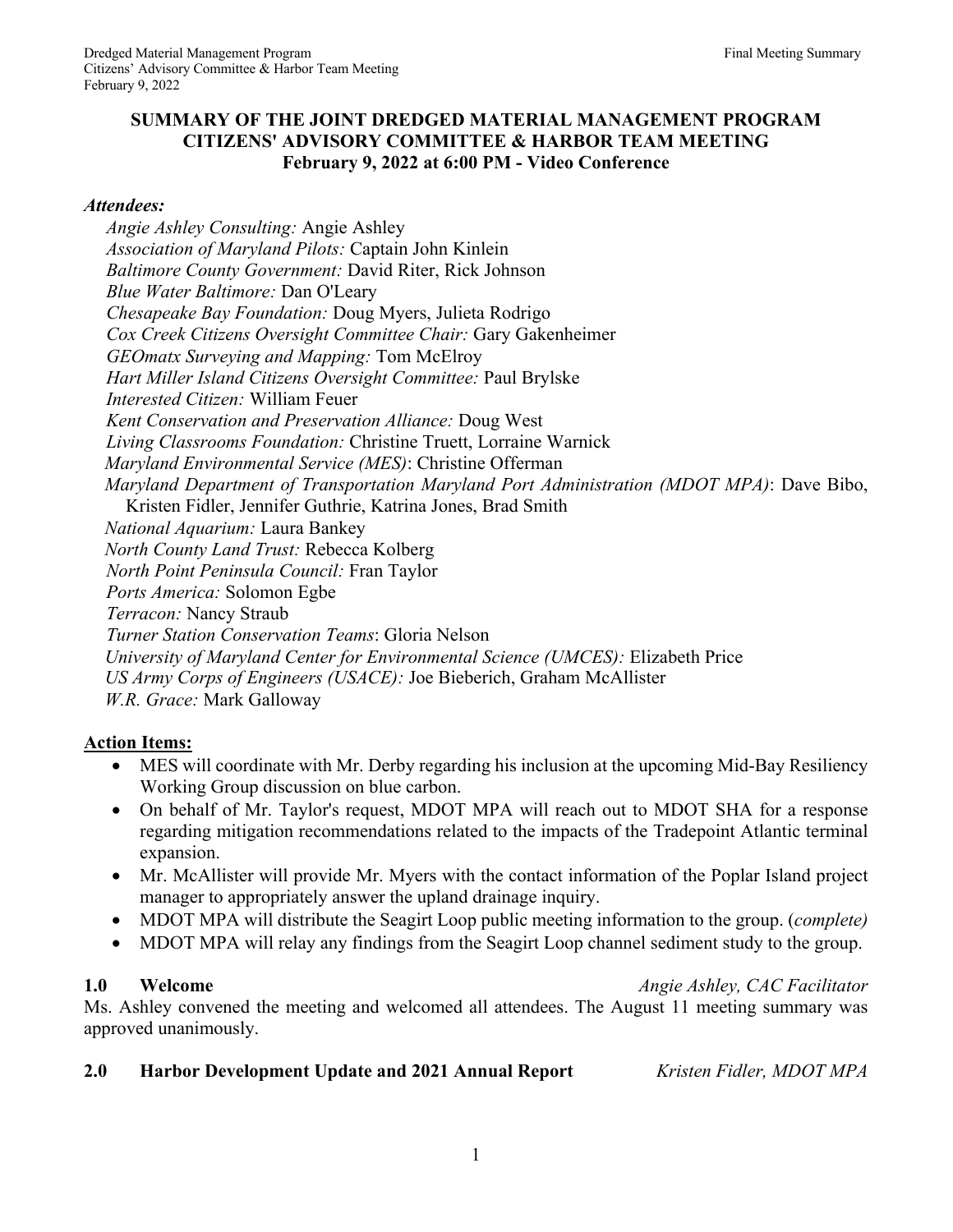**SUMMARY OF THE JOINT DREDGED MATERIAL MANAGEMENT PROGRAM CITIZENS' ADVISORY COMMITTEE & HARBOR TEAM MEETING**
**February 9, 2022 at 6:00 PM - Video Conference**

***Attendees:***

*Angie Ashley Consulting:* Angie Ashley
*Association of Maryland Pilots:* Captain John Kinlein
*Baltimore County Government:* David Riter, Rick Johnson
*Blue Water Baltimore:* Dan O'Leary
*Chesapeake Bay Foundation:* Doug Myers, Julieta Rodrigo
*Cox Creek Citizens Oversight Committee Chair:* Gary Gakenheimer
*GEOmatx Surveying and Mapping:* Tom McElroy
*Hart Miller Island Citizens Oversight Committee:* Paul Brylske
*Interested Citizen:* William Feuer
*Kent Conservation and Preservation Alliance:* Doug West
*Living Classrooms Foundation:* Christine Truett, Lorraine Warnick
*Maryland Environmental Service (MES)*: Christine Offerman
*Maryland Department of Transportation Maryland Port Administration (MDOT MPA)*: Dave Bibo, Kristen Fidler, Jennifer Guthrie, Katrina Jones, Brad Smith
*National Aquarium:* Laura Bankey
*North County Land Trust:* Rebecca Kolberg
*North Point Peninsula Council:* Fran Taylor
*Ports America:* Solomon Egbe
*Terracon:* Nancy Straub
*Turner Station Conservation Teams*: Gloria Nelson
*University of Maryland Center for Environmental Science (UMCES):* Elizabeth Price
*US Army Corps of Engineers (USACE):* Joe Bieberich, Graham McAllister
*W.R. Grace:* Mark Galloway

**Action Items:**

- MES will coordinate with Mr. Derby regarding his inclusion at the upcoming Mid-Bay Resiliency Working Group discussion on blue carbon.
- On behalf of Mr. Taylor's request, MDOT MPA will reach out to MDOT SHA for a response regarding mitigation recommendations related to the impacts of the Tradepoint Atlantic terminal expansion.
- Mr. McAllister will provide Mr. Myers with the contact information of the Poplar Island project manager to appropriately answer the upland drainage inquiry.
- MDOT MPA will distribute the Seagirt Loop public meeting information to the group. (*complete)*
- MDOT MPA will relay any findings from the Seagirt Loop channel sediment study to the group.

**1.0 Welcome** *Angie Ashley, CAC Facilitator*

Ms. Ashley convened the meeting and welcomed all attendees. The August 11 meeting summary was approved unanimously.

**2.0 Harbor Development Update and 2021 Annual Report** *Kristen Fidler, MDOT MPA*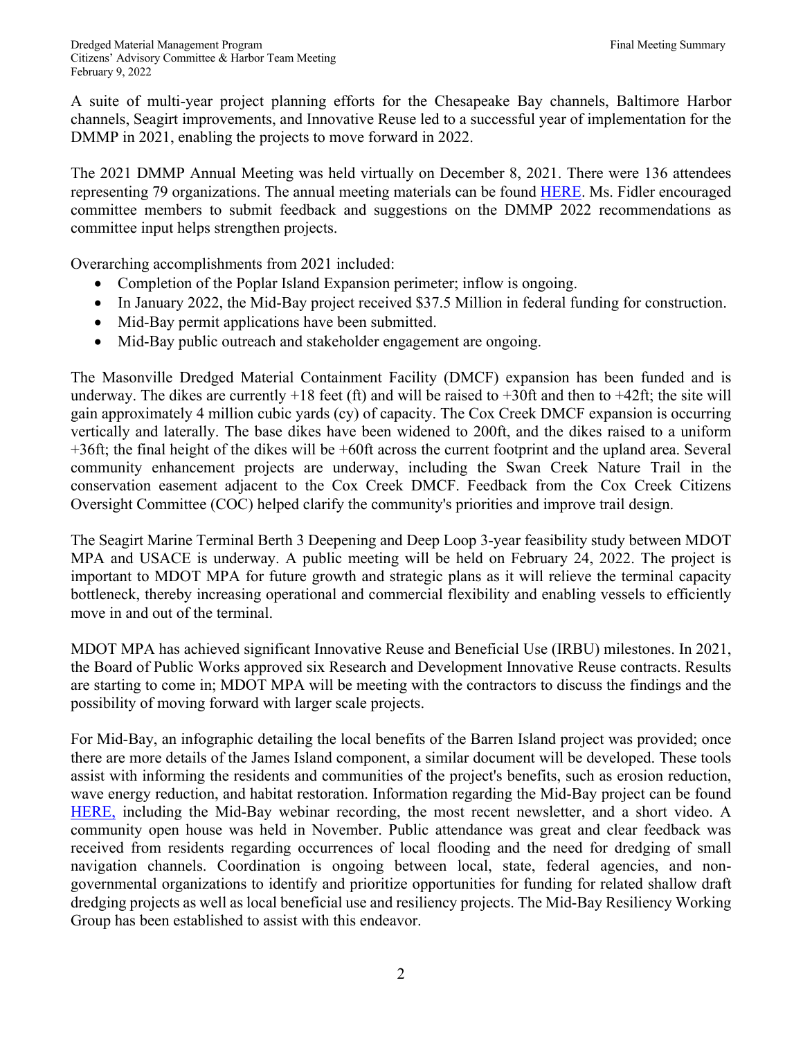A suite of multi-year project planning efforts for the Chesapeake Bay channels, Baltimore Harbor channels, Seagirt improvements, and Innovative Reuse led to a successful year of implementation for the DMMP in 2021, enabling the projects to move forward in 2022.

The 2021 DMMP Annual Meeting was held virtually on December 8, 2021. There were 136 attendees representing 79 organizations. The annual meeting materials can be found HERE. Ms. Fidler encouraged committee members to submit feedback and suggestions on the DMMP 2022 recommendations as committee input helps strengthen projects.

Overarching accomplishments from 2021 included:

- Completion of the Poplar Island Expansion perimeter; inflow is ongoing.
- In January 2022, the Mid-Bay project received $37.5 Million in federal funding for construction.
- Mid-Bay permit applications have been submitted.
- Mid-Bay public outreach and stakeholder engagement are ongoing.

The Masonville Dredged Material Containment Facility (DMCF) expansion has been funded and is underway. The dikes are currently +18 feet (ft) and will be raised to +30ft and then to +42ft; the site will gain approximately 4 million cubic yards (cy) of capacity. The Cox Creek DMCF expansion is occurring vertically and laterally. The base dikes have been widened to 200ft, and the dikes raised to a uniform +36ft; the final height of the dikes will be +60ft across the current footprint and the upland area. Several community enhancement projects are underway, including the Swan Creek Nature Trail in the conservation easement adjacent to the Cox Creek DMCF. Feedback from the Cox Creek Citizens Oversight Committee (COC) helped clarify the community's priorities and improve trail design.

The Seagirt Marine Terminal Berth 3 Deepening and Deep Loop 3-year feasibility study between MDOT MPA and USACE is underway. A public meeting will be held on February 24, 2022. The project is important to MDOT MPA for future growth and strategic plans as it will relieve the terminal capacity bottleneck, thereby increasing operational and commercial flexibility and enabling vessels to efficiently move in and out of the terminal.

MDOT MPA has achieved significant Innovative Reuse and Beneficial Use (IRBU) milestones. In 2021, the Board of Public Works approved six Research and Development Innovative Reuse contracts. Results are starting to come in; MDOT MPA will be meeting with the contractors to discuss the findings and the possibility of moving forward with larger scale projects.

For Mid-Bay, an infographic detailing the local benefits of the Barren Island project was provided; once there are more details of the James Island component, a similar document will be developed. These tools assist with informing the residents and communities of the project's benefits, such as erosion reduction, wave energy reduction, and habitat restoration. Information regarding the Mid-Bay project can be found HERE, including the Mid-Bay webinar recording, the most recent newsletter, and a short video. A community open house was held in November. Public attendance was great and clear feedback was received from residents regarding occurrences of local flooding and the need for dredging of small navigation channels. Coordination is ongoing between local, state, federal agencies, and non-governmental organizations to identify and prioritize opportunities for funding for related shallow draft dredging projects as well as local beneficial use and resiliency projects. The Mid-Bay Resiliency Working Group has been established to assist with this endeavor.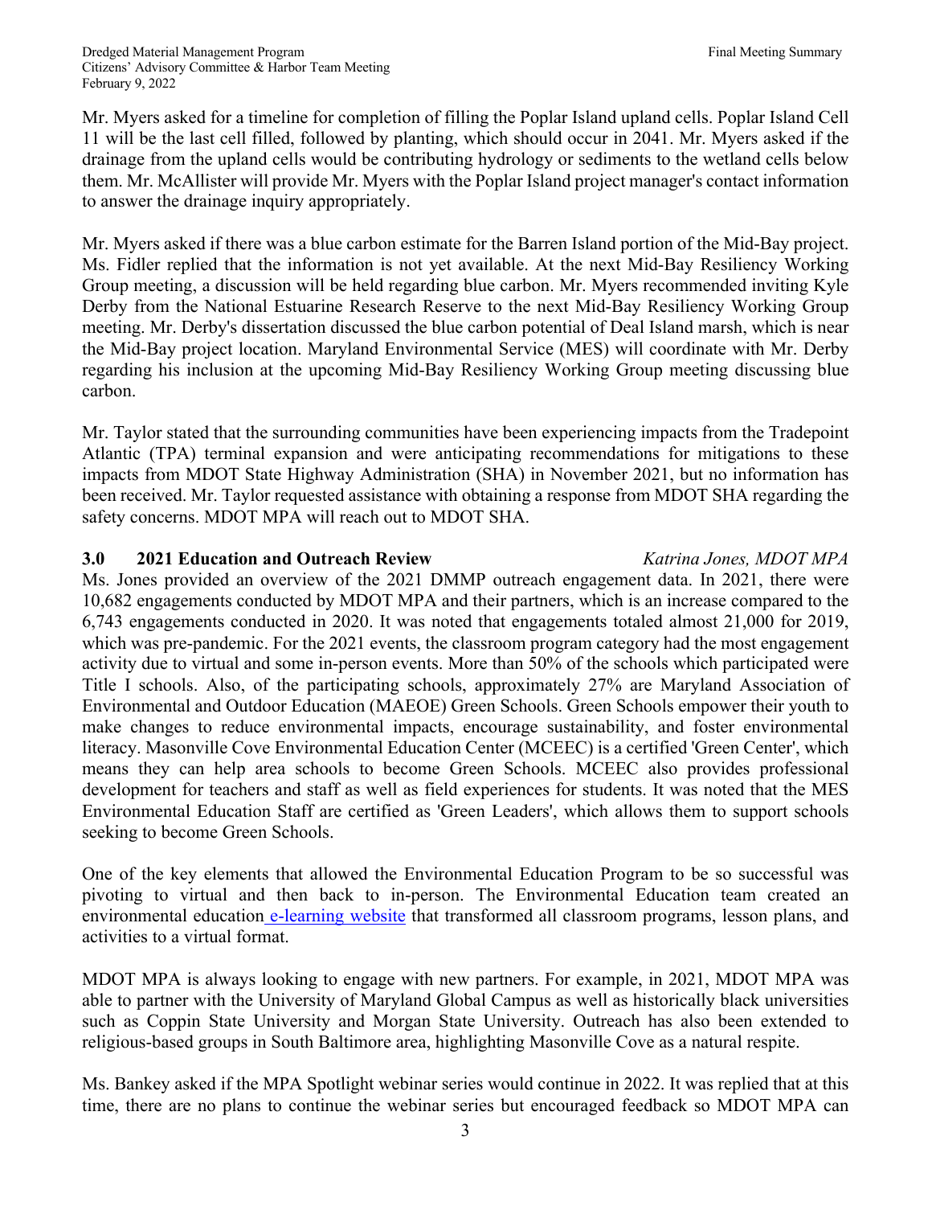Mr. Myers asked for a timeline for completion of filling the Poplar Island upland cells. Poplar Island Cell 11 will be the last cell filled, followed by planting, which should occur in 2041. Mr. Myers asked if the drainage from the upland cells would be contributing hydrology or sediments to the wetland cells below them. Mr. McAllister will provide Mr. Myers with the Poplar Island project manager's contact information to answer the drainage inquiry appropriately.

Mr. Myers asked if there was a blue carbon estimate for the Barren Island portion of the Mid-Bay project. Ms. Fidler replied that the information is not yet available. At the next Mid-Bay Resiliency Working Group meeting, a discussion will be held regarding blue carbon. Mr. Myers recommended inviting Kyle Derby from the National Estuarine Research Reserve to the next Mid-Bay Resiliency Working Group meeting. Mr. Derby's dissertation discussed the blue carbon potential of Deal Island marsh, which is near the Mid-Bay project location. Maryland Environmental Service (MES) will coordinate with Mr. Derby regarding his inclusion at the upcoming Mid-Bay Resiliency Working Group meeting discussing blue carbon.

Mr. Taylor stated that the surrounding communities have been experiencing impacts from the Tradepoint Atlantic (TPA) terminal expansion and were anticipating recommendations for mitigations to these impacts from MDOT State Highway Administration (SHA) in November 2021, but no information has been received. Mr. Taylor requested assistance with obtaining a response from MDOT SHA regarding the safety concerns. MDOT MPA will reach out to MDOT SHA.

## 3.0 2021 Education and Outreach Review — *Katrina Jones, MDOT MPA*

Ms. Jones provided an overview of the 2021 DMMP outreach engagement data. In 2021, there were 10,682 engagements conducted by MDOT MPA and their partners, which is an increase compared to the 6,743 engagements conducted in 2020. It was noted that engagements totaled almost 21,000 for 2019, which was pre-pandemic. For the 2021 events, the classroom program category had the most engagement activity due to virtual and some in-person events. More than 50% of the schools which participated were Title I schools. Also, of the participating schools, approximately 27% are Maryland Association of Environmental and Outdoor Education (MAEOE) Green Schools. Green Schools empower their youth to make changes to reduce environmental impacts, encourage sustainability, and foster environmental literacy. Masonville Cove Environmental Education Center (MCEEC) is a certified 'Green Center', which means they can help area schools to become Green Schools. MCEEC also provides professional development for teachers and staff as well as field experiences for students. It was noted that the MES Environmental Education Staff are certified as 'Green Leaders', which allows them to support schools seeking to become Green Schools.

One of the key elements that allowed the Environmental Education Program to be so successful was pivoting to virtual and then back to in-person. The Environmental Education team created an environmental education e-learning website that transformed all classroom programs, lesson plans, and activities to a virtual format.

MDOT MPA is always looking to engage with new partners. For example, in 2021, MDOT MPA was able to partner with the University of Maryland Global Campus as well as historically black universities such as Coppin State University and Morgan State University. Outreach has also been extended to religious-based groups in South Baltimore area, highlighting Masonville Cove as a natural respite.

Ms. Bankey asked if the MPA Spotlight webinar series would continue in 2022. It was replied that at this time, there are no plans to continue the webinar series but encouraged feedback so MDOT MPA can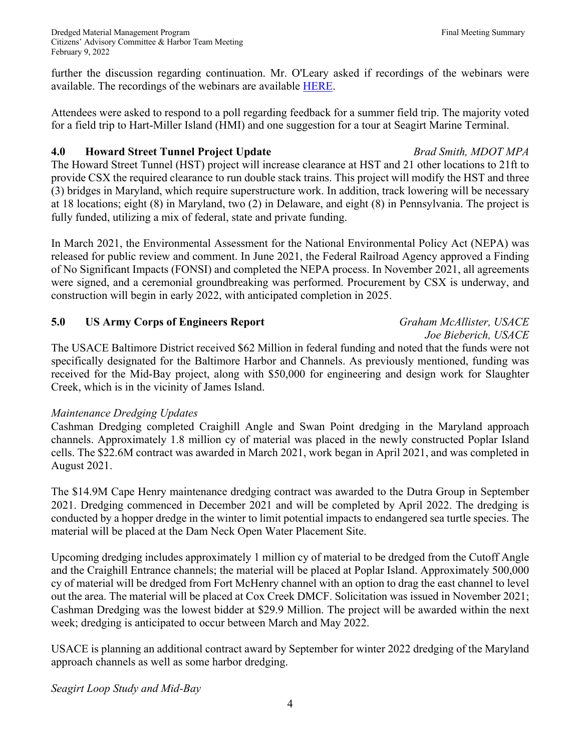further the discussion regarding continuation. Mr. O'Leary asked if recordings of the webinars were available. The recordings of the webinars are available HERE.

Attendees were asked to respond to a poll regarding feedback for a summer field trip. The majority voted for a field trip to Hart-Miller Island (HMI) and one suggestion for a tour at Seagirt Marine Terminal.

## 4.0 Howard Street Tunnel Project Update *Brad Smith, MDOT MPA*

The Howard Street Tunnel (HST) project will increase clearance at HST and 21 other locations to 21ft to provide CSX the required clearance to run double stack trains. This project will modify the HST and three (3) bridges in Maryland, which require superstructure work. In addition, track lowering will be necessary at 18 locations; eight (8) in Maryland, two (2) in Delaware, and eight (8) in Pennsylvania. The project is fully funded, utilizing a mix of federal, state and private funding.

In March 2021, the Environmental Assessment for the National Environmental Policy Act (NEPA) was released for public review and comment. In June 2021, the Federal Railroad Agency approved a Finding of No Significant Impacts (FONSI) and completed the NEPA process. In November 2021, all agreements were signed, and a ceremonial groundbreaking was performed. Procurement by CSX is underway, and construction will begin in early 2022, with anticipated completion in 2025.

## 5.0 US Army Corps of Engineers Report *Graham McAllister, USACE; Joe Bieberich, USACE*

The USACE Baltimore District received $62 Million in federal funding and noted that the funds were not specifically designated for the Baltimore Harbor and Channels. As previously mentioned, funding was received for the Mid-Bay project, along with $50,000 for engineering and design work for Slaughter Creek, which is in the vicinity of James Island.

*Maintenance Dredging Updates*

Cashman Dredging completed Craighill Angle and Swan Point dredging in the Maryland approach channels. Approximately 1.8 million cy of material was placed in the newly constructed Poplar Island cells. The $22.6M contract was awarded in March 2021, work began in April 2021, and was completed in August 2021.

The $14.9M Cape Henry maintenance dredging contract was awarded to the Dutra Group in September 2021. Dredging commenced in December 2021 and will be completed by April 2022. The dredging is conducted by a hopper dredge in the winter to limit potential impacts to endangered sea turtle species. The material will be placed at the Dam Neck Open Water Placement Site.

Upcoming dredging includes approximately 1 million cy of material to be dredged from the Cutoff Angle and the Craighill Entrance channels; the material will be placed at Poplar Island. Approximately 500,000 cy of material will be dredged from Fort McHenry channel with an option to drag the east channel to level out the area. The material will be placed at Cox Creek DMCF. Solicitation was issued in November 2021; Cashman Dredging was the lowest bidder at $29.9 Million. The project will be awarded within the next week; dredging is anticipated to occur between March and May 2022.

USACE is planning an additional contract award by September for winter 2022 dredging of the Maryland approach channels as well as some harbor dredging.

*Seagirt Loop Study and Mid-Bay*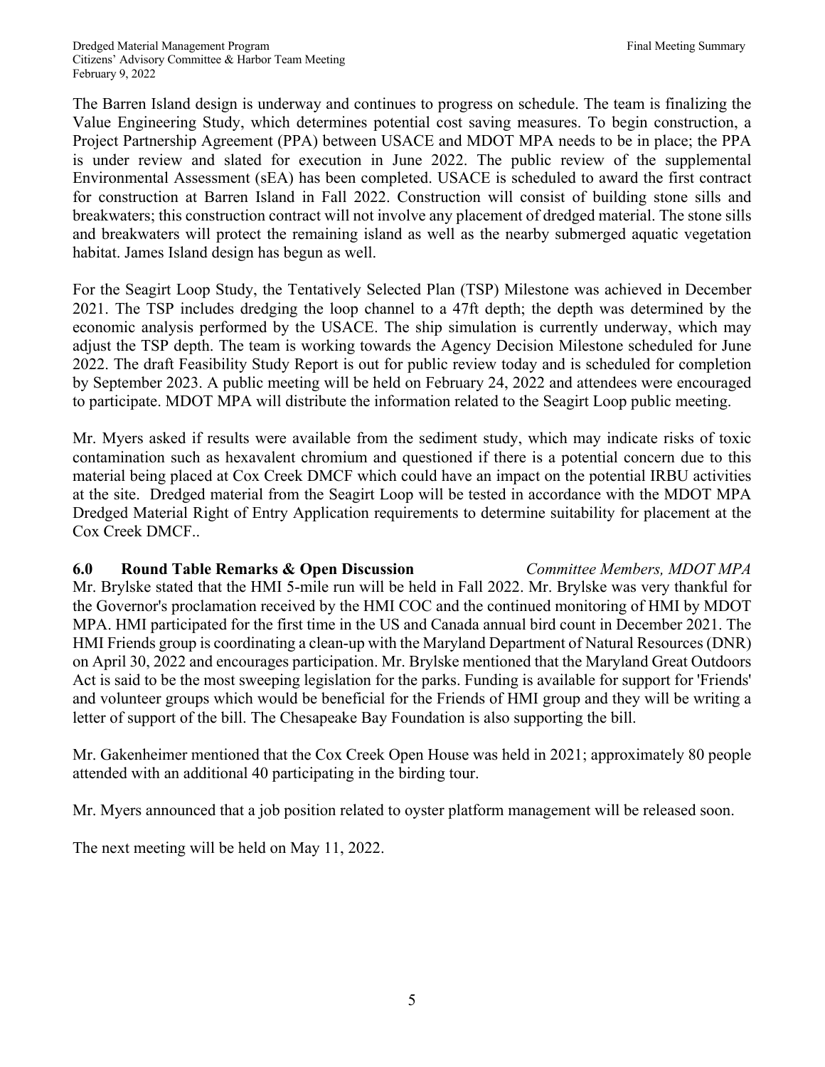The Barren Island design is underway and continues to progress on schedule. The team is finalizing the Value Engineering Study, which determines potential cost saving measures. To begin construction, a Project Partnership Agreement (PPA) between USACE and MDOT MPA needs to be in place; the PPA is under review and slated for execution in June 2022. The public review of the supplemental Environmental Assessment (sEA) has been completed. USACE is scheduled to award the first contract for construction at Barren Island in Fall 2022. Construction will consist of building stone sills and breakwaters; this construction contract will not involve any placement of dredged material. The stone sills and breakwaters will protect the remaining island as well as the nearby submerged aquatic vegetation habitat. James Island design has begun as well.

For the Seagirt Loop Study, the Tentatively Selected Plan (TSP) Milestone was achieved in December 2021. The TSP includes dredging the loop channel to a 47ft depth; the depth was determined by the economic analysis performed by the USACE. The ship simulation is currently underway, which may adjust the TSP depth. The team is working towards the Agency Decision Milestone scheduled for June 2022. The draft Feasibility Study Report is out for public review today and is scheduled for completion by September 2023. A public meeting will be held on February 24, 2022 and attendees were encouraged to participate. MDOT MPA will distribute the information related to the Seagirt Loop public meeting.

Mr. Myers asked if results were available from the sediment study, which may indicate risks of toxic contamination such as hexavalent chromium and questioned if there is a potential concern due to this material being placed at Cox Creek DMCF which could have an impact on the potential IRBU activities at the site. Dredged material from the Seagirt Loop will be tested in accordance with the MDOT MPA Dredged Material Right of Entry Application requirements to determine suitability for placement at the Cox Creek DMCF..

## 6.0 Round Table Remarks & Open Discussion — *Committee Members, MDOT MPA*

Mr. Brylske stated that the HMI 5-mile run will be held in Fall 2022. Mr. Brylske was very thankful for the Governor's proclamation received by the HMI COC and the continued monitoring of HMI by MDOT MPA. HMI participated for the first time in the US and Canada annual bird count in December 2021. The HMI Friends group is coordinating a clean-up with the Maryland Department of Natural Resources (DNR) on April 30, 2022 and encourages participation. Mr. Brylske mentioned that the Maryland Great Outdoors Act is said to be the most sweeping legislation for the parks. Funding is available for support for 'Friends' and volunteer groups which would be beneficial for the Friends of HMI group and they will be writing a letter of support of the bill. The Chesapeake Bay Foundation is also supporting the bill.

Mr. Gakenheimer mentioned that the Cox Creek Open House was held in 2021; approximately 80 people attended with an additional 40 participating in the birding tour.

Mr. Myers announced that a job position related to oyster platform management will be released soon.

The next meeting will be held on May 11, 2022.